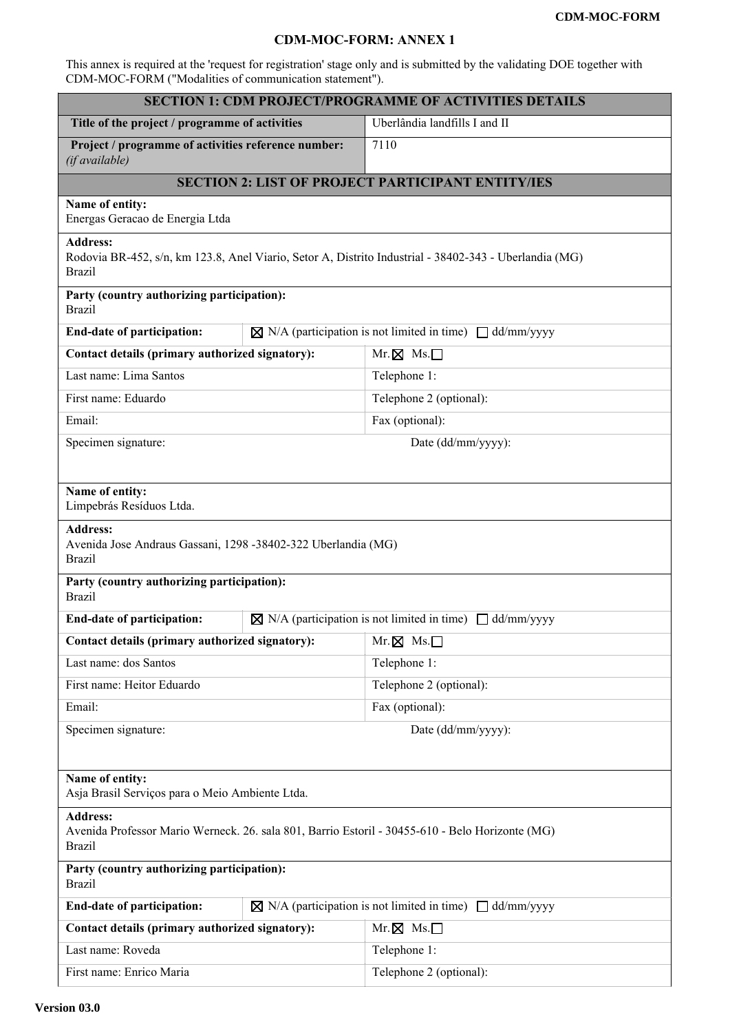# CDM-MOC-FORM: ANNEX 1

This annex is required at the 'request for registration' stage only and is submitted by the validating DOE together with CDM-MOC-FORM ("Modalities of communication statement").

| **SECTION 1: CDM PROJECT/PROGRAMME OF ACTIVITIES DETAILS** | |
|---|---|
| **Title of the project / programme of activities** | Uberlândia landfills I and II |
| **Project / programme of activities reference number:** *(if available)* | 7110 |

| **SECTION 2: LIST OF PROJECT PARTICIPANT ENTITY/IES** | |
|---|---|
| **Name of entity:** Energas Geracao de Energia Ltda | |
| **Address:** Rodovia BR-452, s/n, km 123.8, Anel Viario, Setor A, Distrito Industrial - 38402-343 - Uberlandia (MG) Brazil | |
| **Party (country authorizing participation):** Brazil | |
| **End-date of participation:** | ☒ N/A (participation is not limited in time) ☐ dd/mm/yyyy |
| **Contact details (primary authorized signatory):** | Mr. ☒ Ms. ☐ |
| Last name: Lima Santos | Telephone 1: |
| First name: Eduardo | Telephone 2 (optional): |
| Email: | Fax (optional): |
| Specimen signature: | Date (dd/mm/yyyy): |
| **Name of entity:** Limpebrás Resíduos Ltda. | |
| **Address:** Avenida Jose Andraus Gassani, 1298 -38402-322 Uberlandia (MG) Brazil | |
| **Party (country authorizing participation):** Brazil | |
| **End-date of participation:** | ☒ N/A (participation is not limited in time) ☐ dd/mm/yyyy |
| **Contact details (primary authorized signatory):** | Mr. ☒ Ms. ☐ |
| Last name: dos Santos | Telephone 1: |
| First name: Heitor Eduardo | Telephone 2 (optional): |
| Email: | Fax (optional): |
| Specimen signature: | Date (dd/mm/yyyy): |
| **Name of entity:** Asja Brasil Serviços para o Meio Ambiente Ltda. | |
| **Address:** Avenida Professor Mario Werneck. 26. sala 801, Barrio Estoril - 30455-610 - Belo Horizonte (MG) Brazil | |
| **Party (country authorizing participation):** Brazil | |
| **End-date of participation:** | ☒ N/A (participation is not limited in time) ☐ dd/mm/yyyy |
| **Contact details (primary authorized signatory):** | Mr. ☒ Ms. ☐ |
| Last name: Roveda | Telephone 1: |
| First name: Enrico Maria | Telephone 2 (optional): |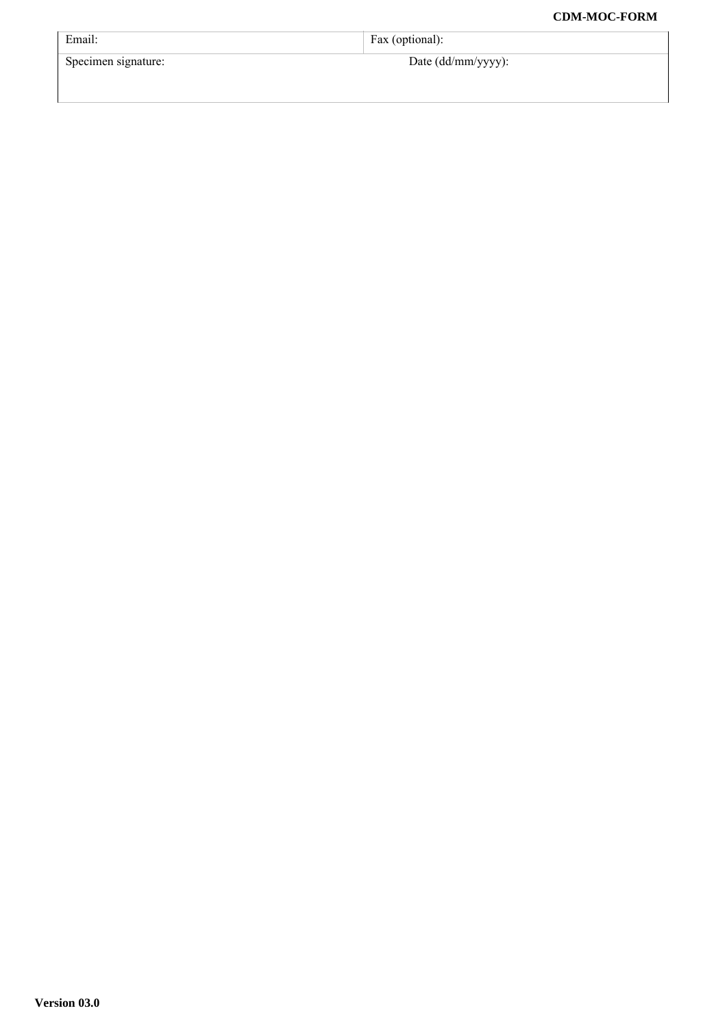| | |
|---|---|
| Email: | Fax (optional): |
| Specimen signature: | Date (dd/mm/yyyy): |